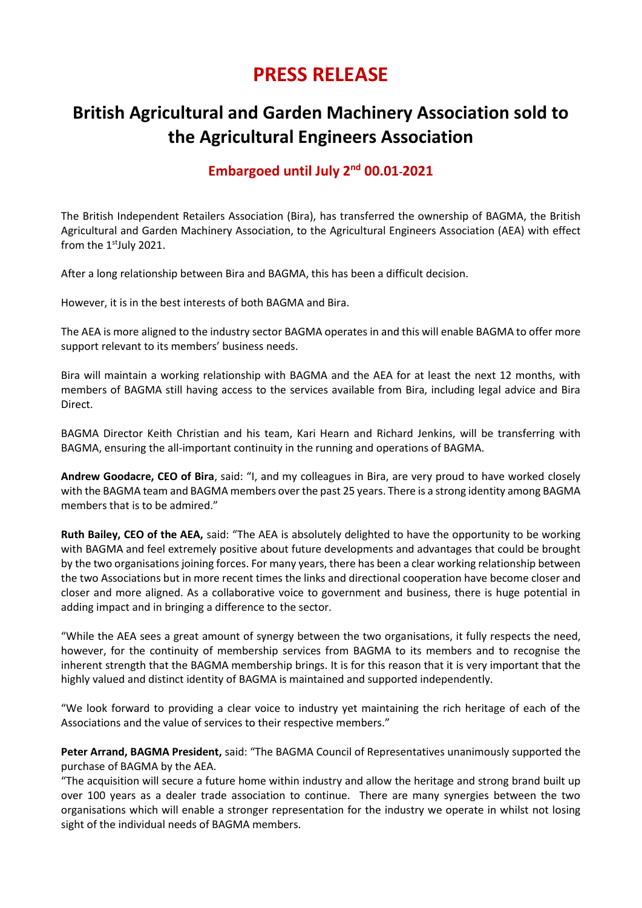# PRESS RELEASE

## British Agricultural and Garden Machinery Association sold to the Agricultural Engineers Association

### Embargoed until July 2nd 00.01-2021

The British Independent Retailers Association (Bira), has transferred the ownership of BAGMA, the British Agricultural and Garden Machinery Association, to the Agricultural Engineers Association (AEA) with effect from the 1st July 2021.

After a long relationship between Bira and BAGMA, this has been a difficult decision.

However, it is in the best interests of both BAGMA and Bira.

The AEA is more aligned to the industry sector BAGMA operates in and this will enable BAGMA to offer more support relevant to its members' business needs.

Bira will maintain a working relationship with BAGMA and the AEA for at least the next 12 months, with members of BAGMA still having access to the services available from Bira, including legal advice and Bira Direct.

BAGMA Director Keith Christian and his team, Kari Hearn and Richard Jenkins, will be transferring with BAGMA, ensuring the all-important continuity in the running and operations of BAGMA.

**Andrew Goodacre, CEO of Bira**, said: "I, and my colleagues in Bira, are very proud to have worked closely with the BAGMA team and BAGMA members over the past 25 years. There is a strong identity among BAGMA members that is to be admired."

**Ruth Bailey, CEO of the AEA,** said: "The AEA is absolutely delighted to have the opportunity to be working with BAGMA and feel extremely positive about future developments and advantages that could be brought by the two organisations joining forces. For many years, there has been a clear working relationship between the two Associations but in more recent times the links and directional cooperation have become closer and closer and more aligned. As a collaborative voice to government and business, there is huge potential in adding impact and in bringing a difference to the sector.

"While the AEA sees a great amount of synergy between the two organisations, it fully respects the need, however, for the continuity of membership services from BAGMA to its members and to recognise the inherent strength that the BAGMA membership brings. It is for this reason that it is very important that the highly valued and distinct identity of BAGMA is maintained and supported independently.

"We look forward to providing a clear voice to industry yet maintaining the rich heritage of each of the Associations and the value of services to their respective members."

**Peter Arrand, BAGMA President,** said: "The BAGMA Council of Representatives unanimously supported the purchase of BAGMA by the AEA.

"The acquisition will secure a future home within industry and allow the heritage and strong brand built up over 100 years as a dealer trade association to continue. There are many synergies between the two organisations which will enable a stronger representation for the industry we operate in whilst not losing sight of the individual needs of BAGMA members.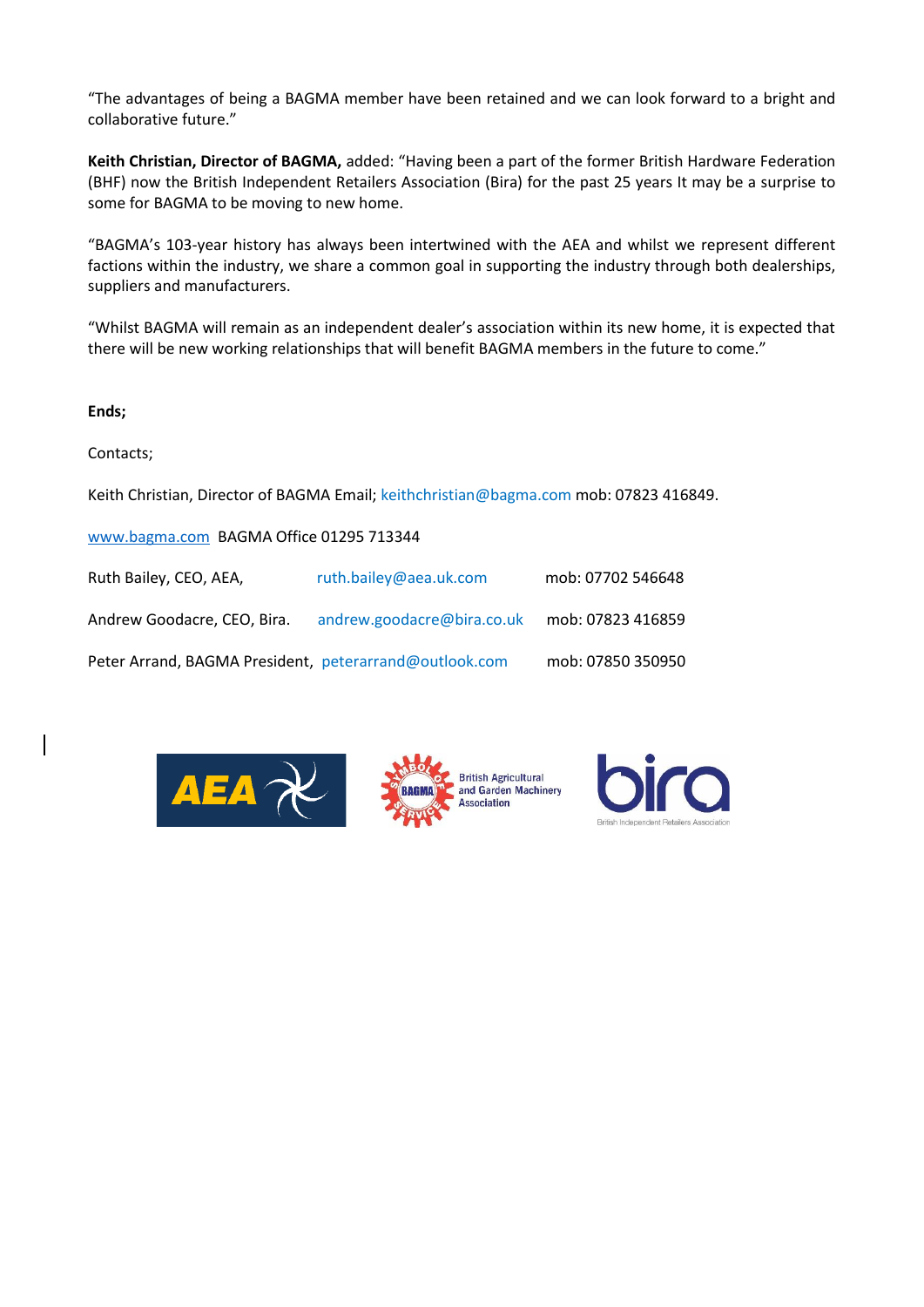"The advantages of being a BAGMA member have been retained and we can look forward to a bright and collaborative future."

**Keith Christian, Director of BAGMA,** added: "Having been a part of the former British Hardware Federation (BHF) now the British Independent Retailers Association (Bira) for the past 25 years It may be a surprise to some for BAGMA to be moving to new home.

"BAGMA's 103-year history has always been intertwined with the AEA and whilst we represent different factions within the industry, we share a common goal in supporting the industry through both dealerships, suppliers and manufacturers.

"Whilst BAGMA will remain as an independent dealer's association within its new home, it is expected that there will be new working relationships that will benefit BAGMA members in the future to come."

**Ends;**

Contacts;

Keith Christian, Director of BAGMA Email; keithchristian@bagma.com mob: 07823 416849.

www.bagma.com BAGMA Office 01295 713344

| | | |
|---|---|---|
| Ruth Bailey, CEO, AEA, | ruth.bailey@aea.uk.com | mob: 07702 546648 |
| Andrew Goodacre, CEO, Bira. | andrew.goodacre@bira.co.uk | mob: 07823 416859 |
| Peter Arrand, BAGMA President, | peterarrand@outlook.com | mob: 07850 350950 |

AEA

BAGMA British Agricultural and Garden Machinery Association

bira British Independent Retailers Association